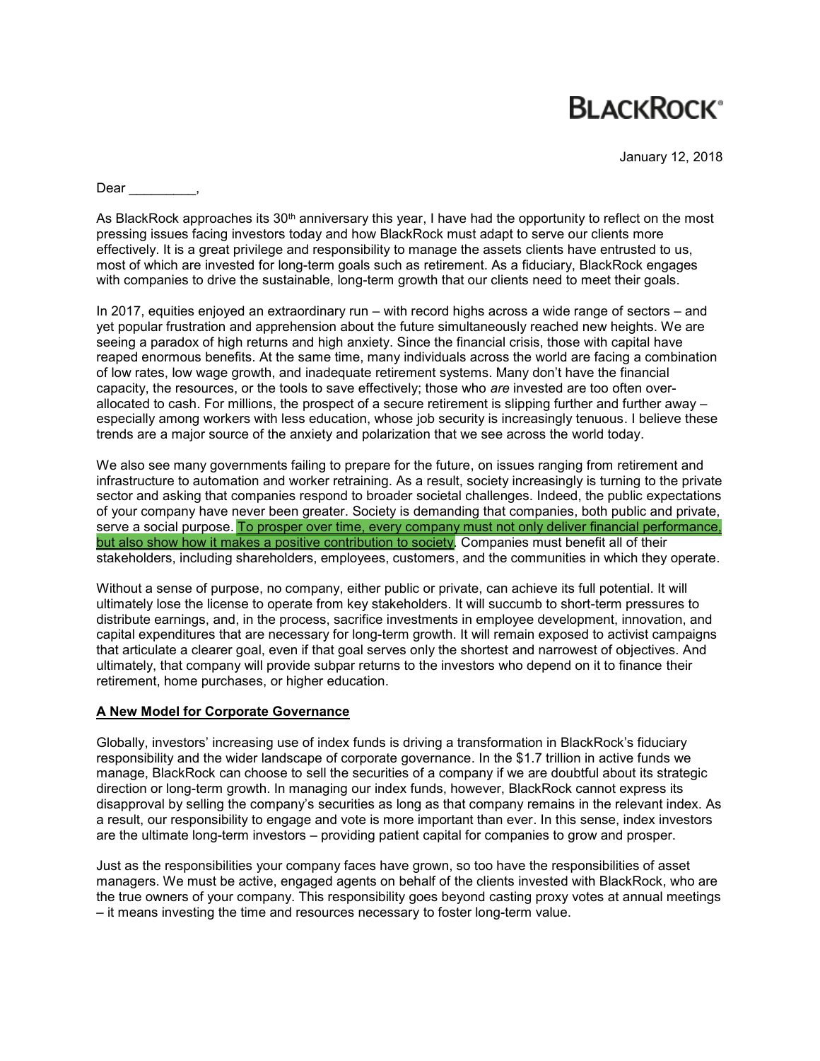BLACKROCK®

January 12, 2018

Dear _________,

As BlackRock approaches its 30th anniversary this year, I have had the opportunity to reflect on the most pressing issues facing investors today and how BlackRock must adapt to serve our clients more effectively. It is a great privilege and responsibility to manage the assets clients have entrusted to us, most of which are invested for long-term goals such as retirement. As a fiduciary, BlackRock engages with companies to drive the sustainable, long-term growth that our clients need to meet their goals.

In 2017, equities enjoyed an extraordinary run – with record highs across a wide range of sectors – and yet popular frustration and apprehension about the future simultaneously reached new heights. We are seeing a paradox of high returns and high anxiety. Since the financial crisis, those with capital have reaped enormous benefits. At the same time, many individuals across the world are facing a combination of low rates, low wage growth, and inadequate retirement systems. Many don't have the financial capacity, the resources, or the tools to save effectively; those who *are* invested are too often over-allocated to cash. For millions, the prospect of a secure retirement is slipping further and further away – especially among workers with less education, whose job security is increasingly tenuous. I believe these trends are a major source of the anxiety and polarization that we see across the world today.

We also see many governments failing to prepare for the future, on issues ranging from retirement and infrastructure to automation and worker retraining. As a result, society increasingly is turning to the private sector and asking that companies respond to broader societal challenges. Indeed, the public expectations of your company have never been greater. Society is demanding that companies, both public and private, serve a social purpose. To prosper over time, every company must not only deliver financial performance, but also show how it makes a positive contribution to society. Companies must benefit all of their stakeholders, including shareholders, employees, customers, and the communities in which they operate.

Without a sense of purpose, no company, either public or private, can achieve its full potential. It will ultimately lose the license to operate from key stakeholders. It will succumb to short-term pressures to distribute earnings, and, in the process, sacrifice investments in employee development, innovation, and capital expenditures that are necessary for long-term growth. It will remain exposed to activist campaigns that articulate a clearer goal, even if that goal serves only the shortest and narrowest of objectives. And ultimately, that company will provide subpar returns to the investors who depend on it to finance their retirement, home purchases, or higher education.

## A New Model for Corporate Governance

Globally, investors' increasing use of index funds is driving a transformation in BlackRock's fiduciary responsibility and the wider landscape of corporate governance. In the $1.7 trillion in active funds we manage, BlackRock can choose to sell the securities of a company if we are doubtful about its strategic direction or long-term growth. In managing our index funds, however, BlackRock cannot express its disapproval by selling the company's securities as long as that company remains in the relevant index. As a result, our responsibility to engage and vote is more important than ever. In this sense, index investors are the ultimate long-term investors – providing patient capital for companies to grow and prosper.

Just as the responsibilities your company faces have grown, so too have the responsibilities of asset managers. We must be active, engaged agents on behalf of the clients invested with BlackRock, who are the true owners of your company. This responsibility goes beyond casting proxy votes at annual meetings – it means investing the time and resources necessary to foster long-term value.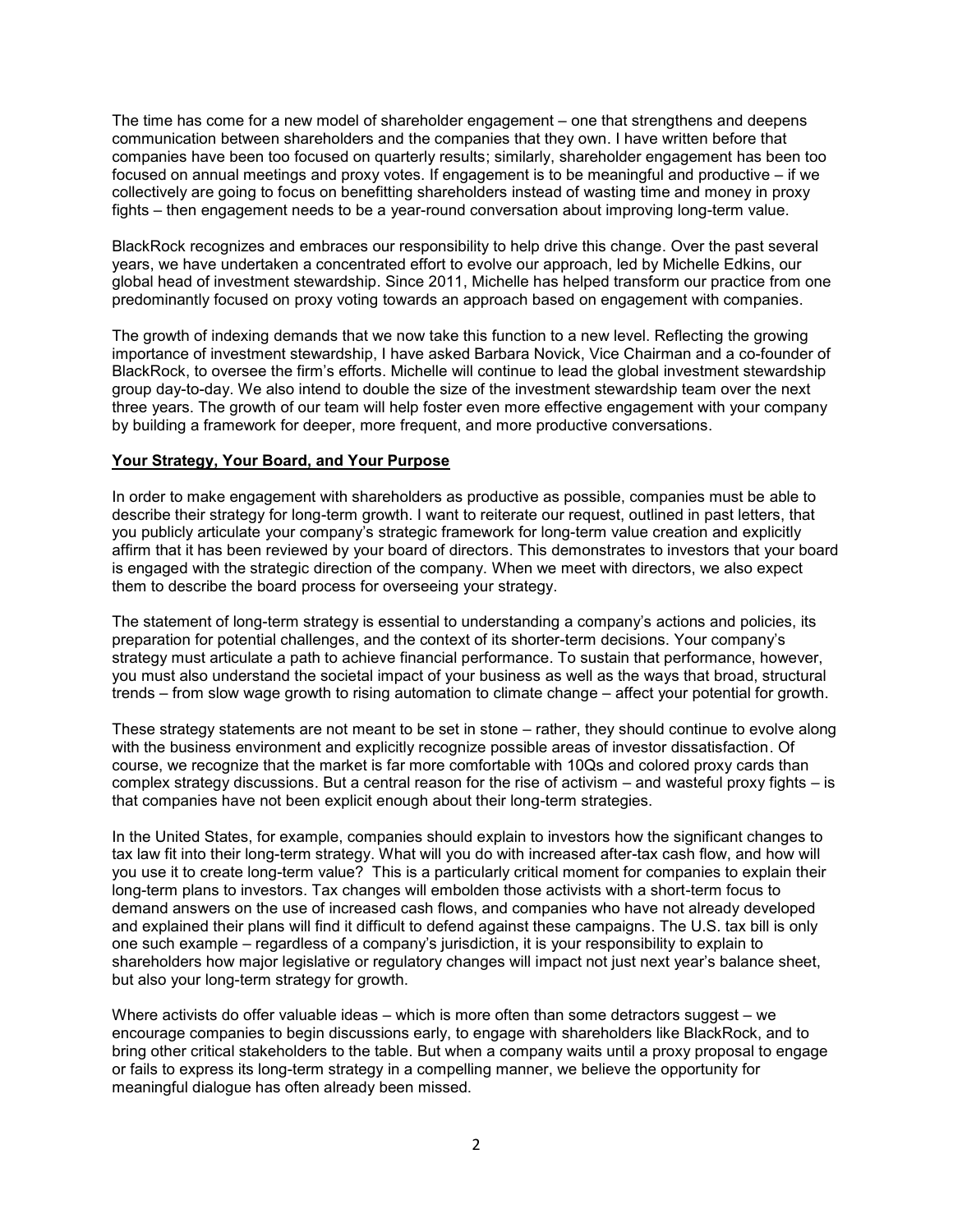The time has come for a new model of shareholder engagement – one that strengthens and deepens communication between shareholders and the companies that they own. I have written before that companies have been too focused on quarterly results; similarly, shareholder engagement has been too focused on annual meetings and proxy votes. If engagement is to be meaningful and productive – if we collectively are going to focus on benefitting shareholders instead of wasting time and money in proxy fights – then engagement needs to be a year-round conversation about improving long-term value.

BlackRock recognizes and embraces our responsibility to help drive this change. Over the past several years, we have undertaken a concentrated effort to evolve our approach, led by Michelle Edkins, our global head of investment stewardship. Since 2011, Michelle has helped transform our practice from one predominantly focused on proxy voting towards an approach based on engagement with companies.

The growth of indexing demands that we now take this function to a new level. Reflecting the growing importance of investment stewardship, I have asked Barbara Novick, Vice Chairman and a co-founder of BlackRock, to oversee the firm's efforts. Michelle will continue to lead the global investment stewardship group day-to-day. We also intend to double the size of the investment stewardship team over the next three years. The growth of our team will help foster even more effective engagement with your company by building a framework for deeper, more frequent, and more productive conversations.

**Your Strategy, Your Board, and Your Purpose**

In order to make engagement with shareholders as productive as possible, companies must be able to describe their strategy for long-term growth. I want to reiterate our request, outlined in past letters, that you publicly articulate your company's strategic framework for long-term value creation and explicitly affirm that it has been reviewed by your board of directors. This demonstrates to investors that your board is engaged with the strategic direction of the company. When we meet with directors, we also expect them to describe the board process for overseeing your strategy.

The statement of long-term strategy is essential to understanding a company's actions and policies, its preparation for potential challenges, and the context of its shorter-term decisions. Your company's strategy must articulate a path to achieve financial performance. To sustain that performance, however, you must also understand the societal impact of your business as well as the ways that broad, structural trends – from slow wage growth to rising automation to climate change – affect your potential for growth.

These strategy statements are not meant to be set in stone – rather, they should continue to evolve along with the business environment and explicitly recognize possible areas of investor dissatisfaction. Of course, we recognize that the market is far more comfortable with 10Qs and colored proxy cards than complex strategy discussions. But a central reason for the rise of activism – and wasteful proxy fights – is that companies have not been explicit enough about their long-term strategies.

In the United States, for example, companies should explain to investors how the significant changes to tax law fit into their long-term strategy. What will you do with increased after-tax cash flow, and how will you use it to create long-term value? This is a particularly critical moment for companies to explain their long-term plans to investors. Tax changes will embolden those activists with a short-term focus to demand answers on the use of increased cash flows, and companies who have not already developed and explained their plans will find it difficult to defend against these campaigns. The U.S. tax bill is only one such example – regardless of a company's jurisdiction, it is your responsibility to explain to shareholders how major legislative or regulatory changes will impact not just next year's balance sheet, but also your long-term strategy for growth.

Where activists do offer valuable ideas – which is more often than some detractors suggest – we encourage companies to begin discussions early, to engage with shareholders like BlackRock, and to bring other critical stakeholders to the table. But when a company waits until a proxy proposal to engage or fails to express its long-term strategy in a compelling manner, we believe the opportunity for meaningful dialogue has often already been missed.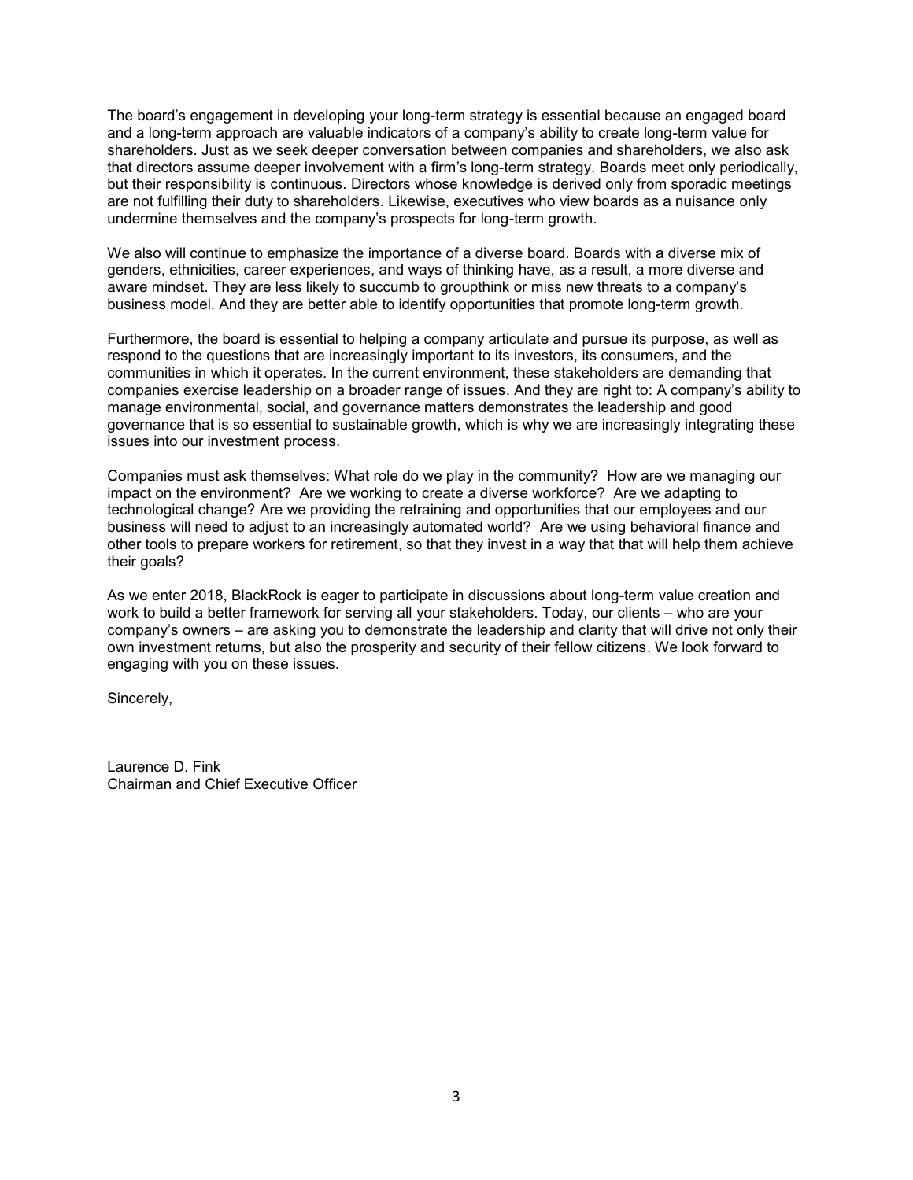The board's engagement in developing your long-term strategy is essential because an engaged board and a long-term approach are valuable indicators of a company's ability to create long-term value for shareholders. Just as we seek deeper conversation between companies and shareholders, we also ask that directors assume deeper involvement with a firm's long-term strategy. Boards meet only periodically, but their responsibility is continuous. Directors whose knowledge is derived only from sporadic meetings are not fulfilling their duty to shareholders. Likewise, executives who view boards as a nuisance only undermine themselves and the company's prospects for long-term growth.

We also will continue to emphasize the importance of a diverse board. Boards with a diverse mix of genders, ethnicities, career experiences, and ways of thinking have, as a result, a more diverse and aware mindset. They are less likely to succumb to groupthink or miss new threats to a company's business model. And they are better able to identify opportunities that promote long-term growth.

Furthermore, the board is essential to helping a company articulate and pursue its purpose, as well as respond to the questions that are increasingly important to its investors, its consumers, and the communities in which it operates. In the current environment, these stakeholders are demanding that companies exercise leadership on a broader range of issues. And they are right to: A company's ability to manage environmental, social, and governance matters demonstrates the leadership and good governance that is so essential to sustainable growth, which is why we are increasingly integrating these issues into our investment process.

Companies must ask themselves: What role do we play in the community? How are we managing our impact on the environment? Are we working to create a diverse workforce? Are we adapting to technological change? Are we providing the retraining and opportunities that our employees and our business will need to adjust to an increasingly automated world? Are we using behavioral finance and other tools to prepare workers for retirement, so that they invest in a way that that will help them achieve their goals?

As we enter 2018, BlackRock is eager to participate in discussions about long-term value creation and work to build a better framework for serving all your stakeholders. Today, our clients – who are your company's owners – are asking you to demonstrate the leadership and clarity that will drive not only their own investment returns, but also the prosperity and security of their fellow citizens. We look forward to engaging with you on these issues.

Sincerely,

Laurence D. Fink
Chairman and Chief Executive Officer